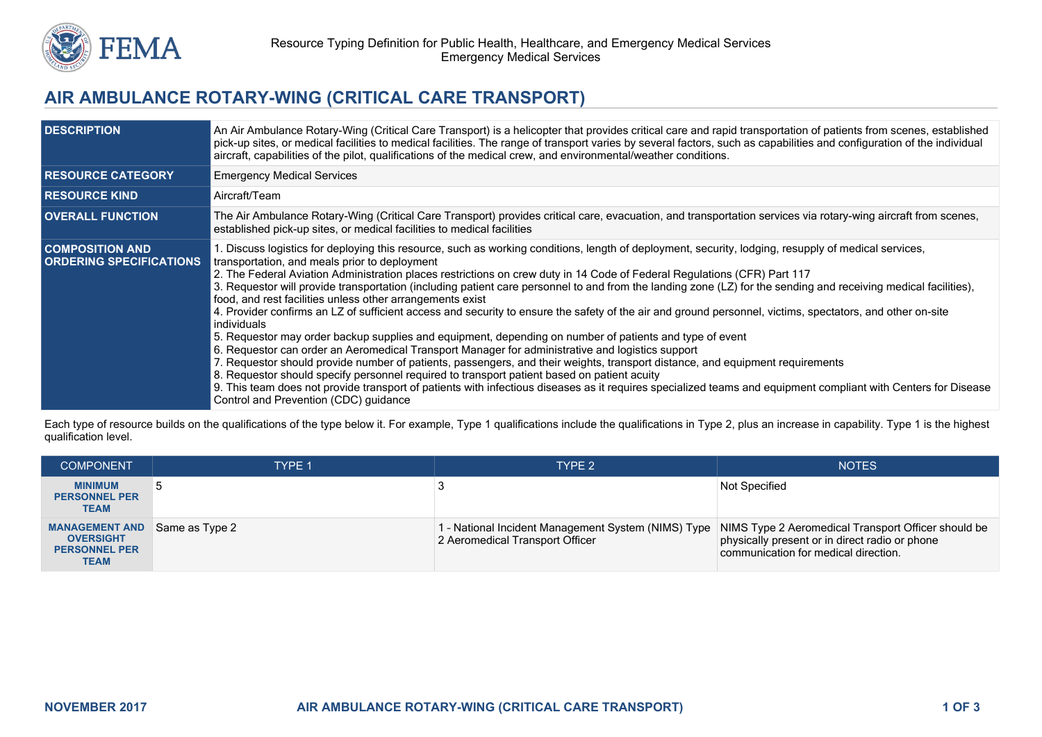# AIR AMBULANCE ROTARY-WING (CRITICAL CARE TRANSPORT)

| | |
|---|---|
| **DESCRIPTION** | An Air Ambulance Rotary-Wing (Critical Care Transport) is a helicopter that provides critical care and rapid transportation of patients from scenes, established pick-up sites, or medical facilities to medical facilities. The range of transport varies by several factors, such as capabilities and configuration of the individual aircraft, capabilities of the pilot, qualifications of the medical crew, and environmental/weather conditions. |
| **RESOURCE CATEGORY** | Emergency Medical Services |
| **RESOURCE KIND** | Aircraft/Team |
| **OVERALL FUNCTION** | The Air Ambulance Rotary-Wing (Critical Care Transport) provides critical care, evacuation, and transportation services via rotary-wing aircraft from scenes, established pick-up sites, or medical facilities to medical facilities |
| **COMPOSITION AND ORDERING SPECIFICATIONS** | 1. Discuss logistics for deploying this resource, such as working conditions, length of deployment, security, lodging, resupply of medical services, transportation, and meals prior to deployment<br>2. The Federal Aviation Administration places restrictions on crew duty in 14 Code of Federal Regulations (CFR) Part 117<br>3. Requestor will provide transportation (including patient care personnel to and from the landing zone (LZ) for the sending and receiving medical facilities), food, and rest facilities unless other arrangements exist<br>4. Provider confirms an LZ of sufficient access and security to ensure the safety of the air and ground personnel, victims, spectators, and other on-site individuals<br>5. Requestor may order backup supplies and equipment, depending on number of patients and type of event<br>6. Requestor can order an Aeromedical Transport Manager for administrative and logistics support<br>7. Requestor should provide number of patients, passengers, and their weights, transport distance, and equipment requirements<br>8. Requestor should specify personnel required to transport patient based on patient acuity<br>9. This team does not provide transport of patients with infectious diseases as it requires specialized teams and equipment compliant with Centers for Disease Control and Prevention (CDC) guidance |

Each type of resource builds on the qualifications of the type below it. For example, Type 1 qualifications include the qualifications in Type 2, plus an increase in capability. Type 1 is the highest qualification level.

| COMPONENT | TYPE 1 | TYPE 2 | NOTES |
|---|---|---|---|
| **MINIMUM PERSONNEL PER TEAM** | 5 | 3 | Not Specified |
| **MANAGEMENT AND OVERSIGHT PERSONNEL PER TEAM** | Same as Type 2 | 1 - National Incident Management System (NIMS) Type 2 Aeromedical Transport Officer | NIMS Type 2 Aeromedical Transport Officer should be physically present or in direct radio or phone communication for medical direction. |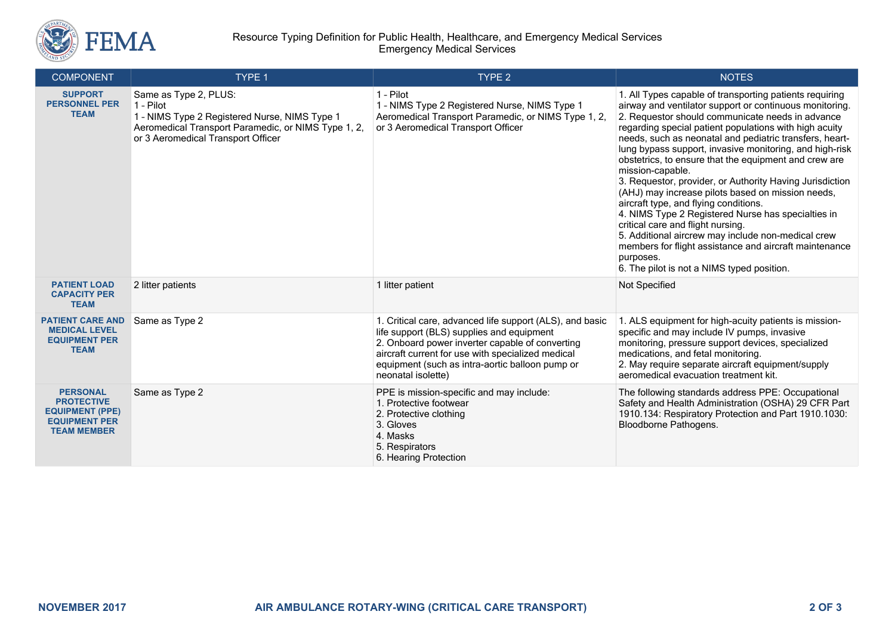| COMPONENT | TYPE 1 | TYPE 2 | NOTES |
|---|---|---|---|
| **SUPPORT PERSONNEL PER TEAM** | Same as Type 2, PLUS:<br>1 - Pilot<br>1 - NIMS Type 2 Registered Nurse, NIMS Type 1 Aeromedical Transport Paramedic, or NIMS Type 1, 2, or 3 Aeromedical Transport Officer | 1 - Pilot<br>1 - NIMS Type 2 Registered Nurse, NIMS Type 1 Aeromedical Transport Paramedic, or NIMS Type 1, 2, or 3 Aeromedical Transport Officer | 1. All Types capable of transporting patients requiring airway and ventilator support or continuous monitoring.<br>2. Requestor should communicate needs in advance regarding special patient populations with high acuity needs, such as neonatal and pediatric transfers, heart-lung bypass support, invasive monitoring, and high-risk obstetrics, to ensure that the equipment and crew are mission-capable.<br>3. Requestor, provider, or Authority Having Jurisdiction (AHJ) may increase pilots based on mission needs, aircraft type, and flying conditions.<br>4. NIMS Type 2 Registered Nurse has specialties in critical care and flight nursing.<br>5. Additional aircrew may include non-medical crew members for flight assistance and aircraft maintenance purposes.<br>6. The pilot is not a NIMS typed position. |
| **PATIENT LOAD CAPACITY PER TEAM** | 2 litter patients | 1 litter patient | Not Specified |
| **PATIENT CARE AND MEDICAL LEVEL EQUIPMENT PER TEAM** | Same as Type 2 | 1. Critical care, advanced life support (ALS), and basic life support (BLS) supplies and equipment<br>2. Onboard power inverter capable of converting aircraft current for use with specialized medical equipment (such as intra-aortic balloon pump or neonatal isolette) | 1. ALS equipment for high-acuity patients is mission-specific and may include IV pumps, invasive monitoring, pressure support devices, specialized medications, and fetal monitoring.<br>2. May require separate aircraft equipment/supply aeromedical evacuation treatment kit. |
| **PERSONAL PROTECTIVE EQUIPMENT (PPE) EQUIPMENT PER TEAM MEMBER** | Same as Type 2 | PPE is mission-specific and may include:<br>1. Protective footwear<br>2. Protective clothing<br>3. Gloves<br>4. Masks<br>5. Respirators<br>6. Hearing Protection | The following standards address PPE: Occupational Safety and Health Administration (OSHA) 29 CFR Part 1910.134: Respiratory Protection and Part 1910.1030: Bloodborne Pathogens. |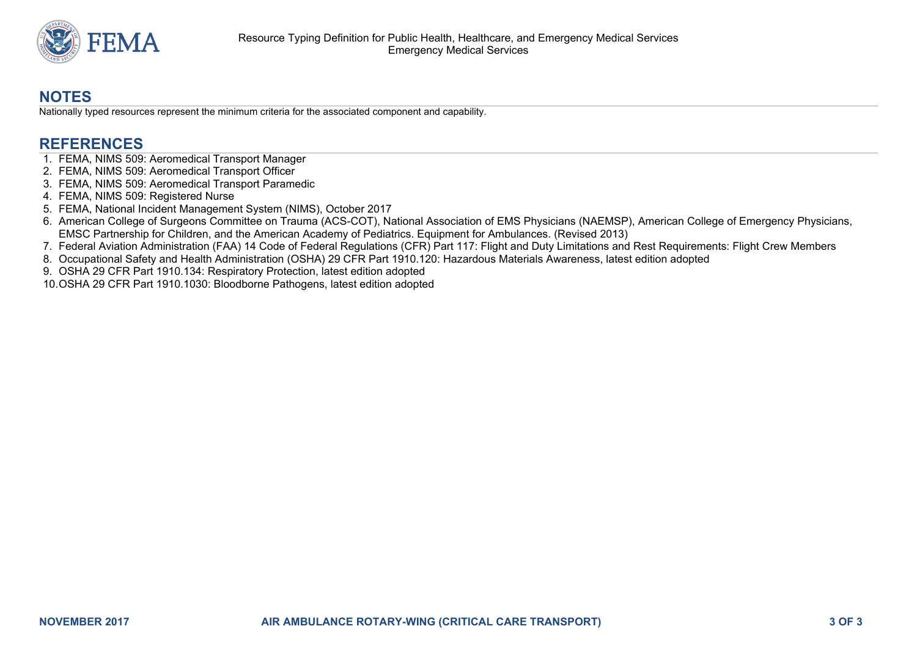## NOTES

Nationally typed resources represent the minimum criteria for the associated component and capability.

## REFERENCES

1. FEMA, NIMS 509: Aeromedical Transport Manager
2. FEMA, NIMS 509: Aeromedical Transport Officer
3. FEMA, NIMS 509: Aeromedical Transport Paramedic
4. FEMA, NIMS 509: Registered Nurse
5. FEMA, National Incident Management System (NIMS), October 2017
6. American College of Surgeons Committee on Trauma (ACS-COT), National Association of EMS Physicians (NAEMSP), American College of Emergency Physicians, EMSC Partnership for Children, and the American Academy of Pediatrics. Equipment for Ambulances. (Revised 2013)
7. Federal Aviation Administration (FAA) 14 Code of Federal Regulations (CFR) Part 117: Flight and Duty Limitations and Rest Requirements: Flight Crew Members
8. Occupational Safety and Health Administration (OSHA) 29 CFR Part 1910.120: Hazardous Materials Awareness, latest edition adopted
9. OSHA 29 CFR Part 1910.134: Respiratory Protection, latest edition adopted
10. OSHA 29 CFR Part 1910.1030: Bloodborne Pathogens, latest edition adopted